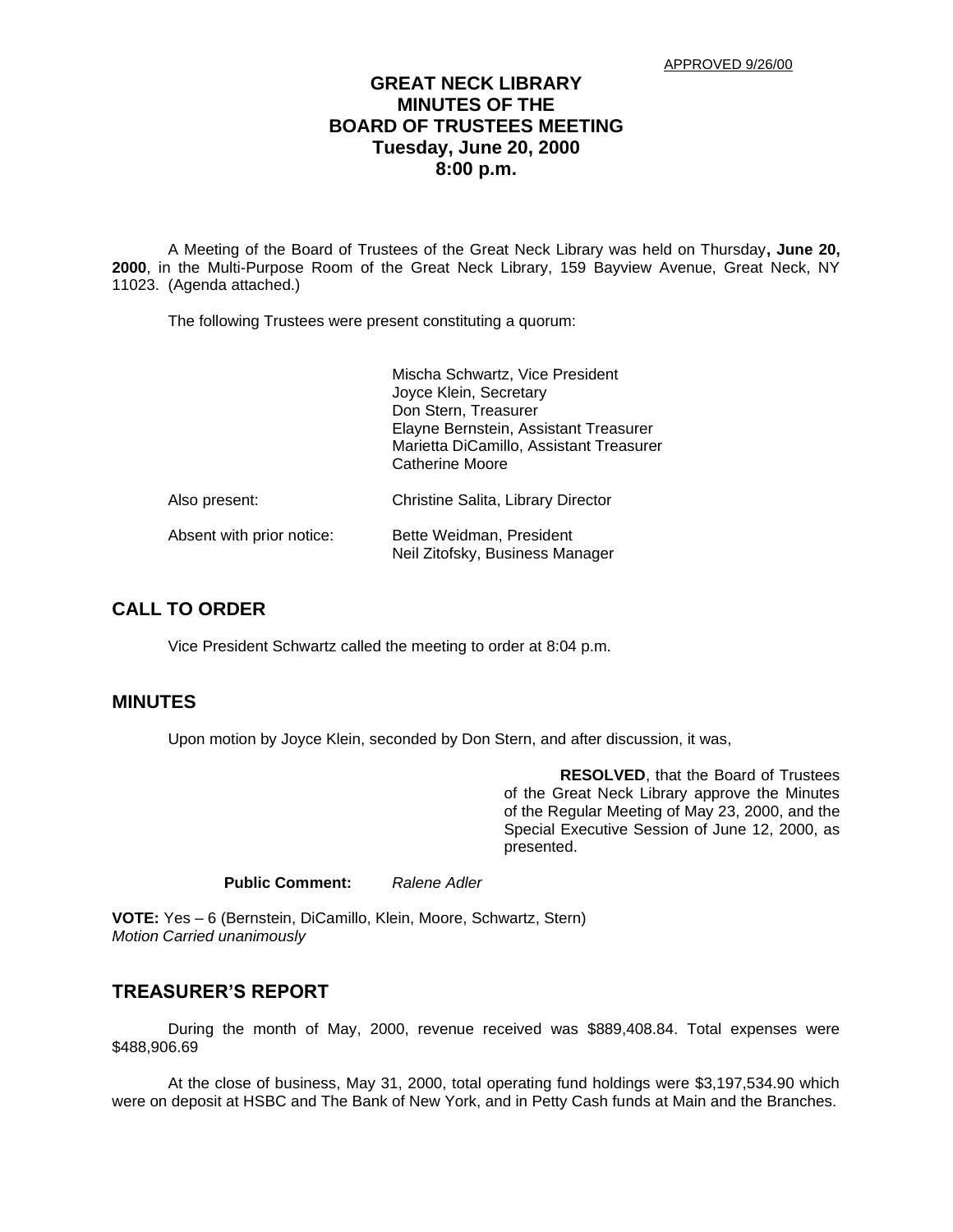APPROVED 9/26/00

# GREAT NECK LIBRARY
# MINUTES OF THE
# BOARD OF TRUSTEES MEETING
# Tuesday, June 20, 2000
# 8:00 p.m.

A Meeting of the Board of Trustees of the Great Neck Library was held on Thursday**, June 20, 2000**, in the Multi-Purpose Room of the Great Neck Library, 159 Bayview Avenue, Great Neck, NY 11023. (Agenda attached.)

The following Trustees were present constituting a quorum:

Mischa Schwartz, Vice President
Joyce Klein, Secretary
Don Stern, Treasurer
Elayne Bernstein, Assistant Treasurer
Marietta DiCamillo, Assistant Treasurer
Catherine Moore

Also present: Christine Salita, Library Director

Absent with prior notice: Bette Weidman, President
Neil Zitofsky, Business Manager

## CALL TO ORDER

Vice President Schwartz called the meeting to order at 8:04 p.m.

## MINUTES

Upon motion by Joyce Klein, seconded by Don Stern, and after discussion, it was,

**RESOLVED**, that the Board of Trustees of the Great Neck Library approve the Minutes of the Regular Meeting of May 23, 2000, and the Special Executive Session of June 12, 2000, as presented.

**Public Comment:** *Ralene Adler*

**VOTE:** Yes – 6 (Bernstein, DiCamillo, Klein, Moore, Schwartz, Stern)
*Motion Carried unanimously*

## TREASURER'S REPORT

During the month of May, 2000, revenue received was $889,408.84. Total expenses were $488,906.69

At the close of business, May 31, 2000, total operating fund holdings were $3,197,534.90 which were on deposit at HSBC and The Bank of New York, and in Petty Cash funds at Main and the Branches.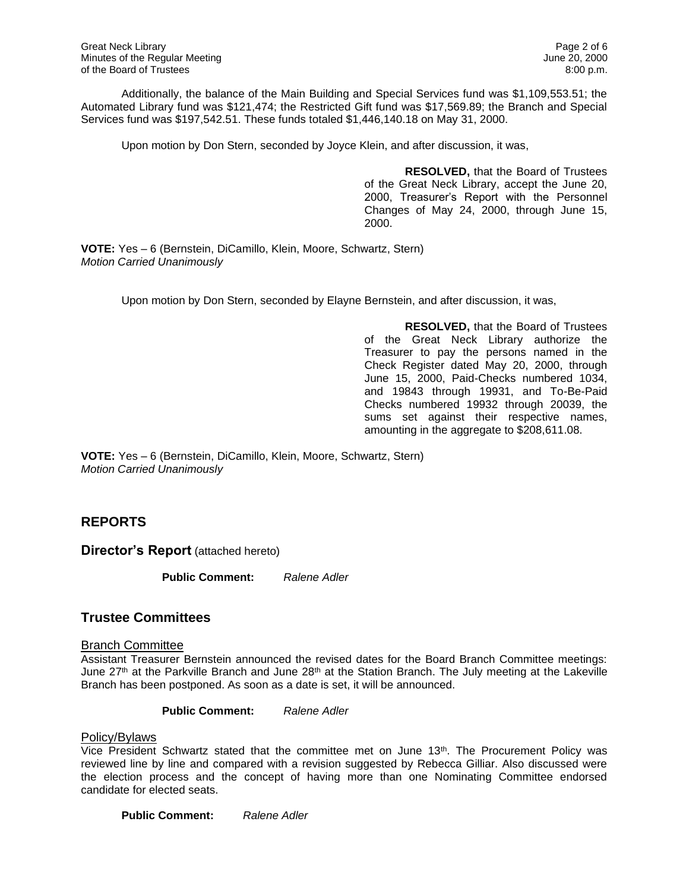Additionally, the balance of the Main Building and Special Services fund was $1,109,553.51; the Automated Library fund was $121,474; the Restricted Gift fund was $17,569.89; the Branch and Special Services fund was $197,542.51. These funds totaled $1,446,140.18 on May 31, 2000.

Upon motion by Don Stern, seconded by Joyce Klein, and after discussion, it was,

> **RESOLVED,** that the Board of Trustees of the Great Neck Library, accept the June 20, 2000, Treasurer's Report with the Personnel Changes of May 24, 2000, through June 15, 2000.

**VOTE:** Yes – 6 (Bernstein, DiCamillo, Klein, Moore, Schwartz, Stern)
*Motion Carried Unanimously*

Upon motion by Don Stern, seconded by Elayne Bernstein, and after discussion, it was,

> **RESOLVED,** that the Board of Trustees of the Great Neck Library authorize the Treasurer to pay the persons named in the Check Register dated May 20, 2000, through June 15, 2000, Paid-Checks numbered 1034, and 19843 through 19931, and To-Be-Paid Checks numbered 19932 through 20039, the sums set against their respective names, amounting in the aggregate to $208,611.08.

**VOTE:** Yes – 6 (Bernstein, DiCamillo, Klein, Moore, Schwartz, Stern)
*Motion Carried Unanimously*

## REPORTS

### Director's Report (attached hereto)

**Public Comment:** *Ralene Adler*

## Trustee Committees

<u>Branch Committee</u>

Assistant Treasurer Bernstein announced the revised dates for the Board Branch Committee meetings: June 27th at the Parkville Branch and June 28th at the Station Branch. The July meeting at the Lakeville Branch has been postponed. As soon as a date is set, it will be announced.

**Public Comment:** *Ralene Adler*

<u>Policy/Bylaws</u>

Vice President Schwartz stated that the committee met on June 13th. The Procurement Policy was reviewed line by line and compared with a revision suggested by Rebecca Gilliar. Also discussed were the election process and the concept of having more than one Nominating Committee endorsed candidate for elected seats.

**Public Comment:** *Ralene Adler*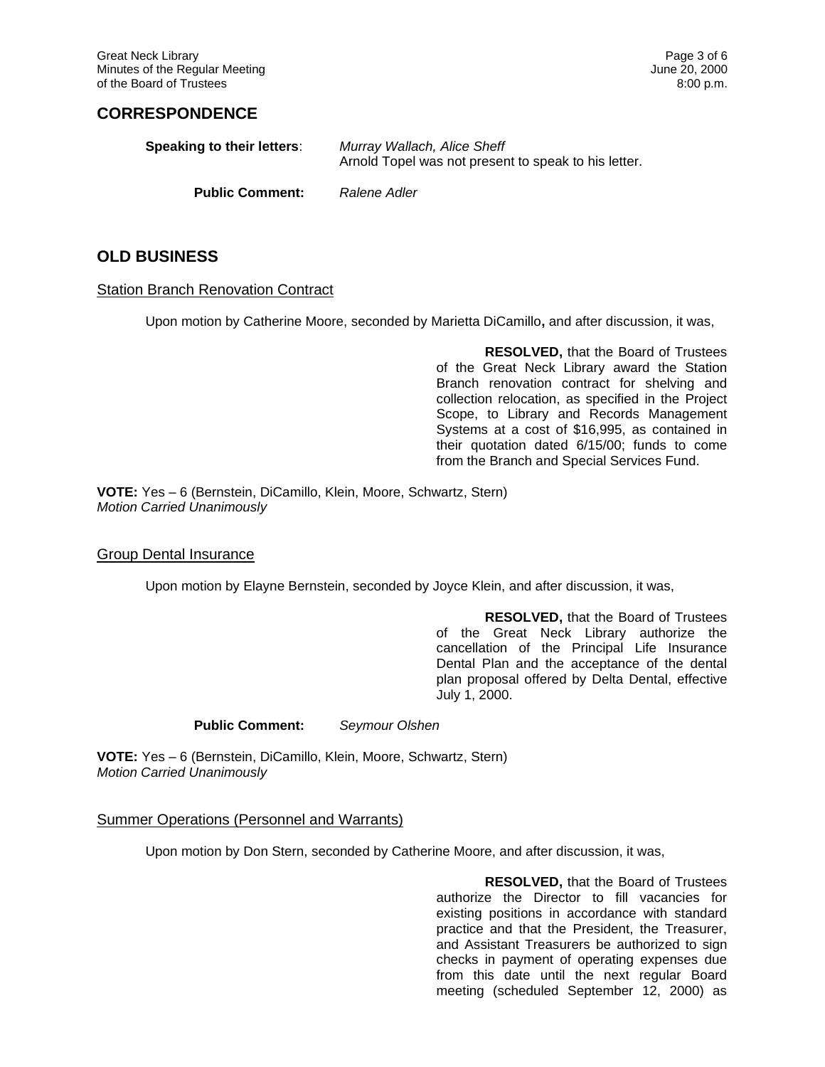## CORRESPONDENCE

**Speaking to their letters**: *Murray Wallach, Alice Sheff*
Arnold Topel was not present to speak to his letter.

**Public Comment:** *Ralene Adler*

## OLD BUSINESS

### Station Branch Renovation Contract

Upon motion by Catherine Moore, seconded by Marietta DiCamillo**,** and after discussion, it was,

> **RESOLVED,** that the Board of Trustees of the Great Neck Library award the Station Branch renovation contract for shelving and collection relocation, as specified in the Project Scope, to Library and Records Management Systems at a cost of $16,995, as contained in their quotation dated 6/15/00; funds to come from the Branch and Special Services Fund.

**VOTE:** Yes – 6 (Bernstein, DiCamillo, Klein, Moore, Schwartz, Stern)
*Motion Carried Unanimously*

### Group Dental Insurance

Upon motion by Elayne Bernstein, seconded by Joyce Klein, and after discussion, it was,

> **RESOLVED,** that the Board of Trustees of the Great Neck Library authorize the cancellation of the Principal Life Insurance Dental Plan and the acceptance of the dental plan proposal offered by Delta Dental, effective July 1, 2000.

**Public Comment:** *Seymour Olshen*

**VOTE:** Yes – 6 (Bernstein, DiCamillo, Klein, Moore, Schwartz, Stern)
*Motion Carried Unanimously*

### Summer Operations (Personnel and Warrants)

Upon motion by Don Stern, seconded by Catherine Moore, and after discussion, it was,

> **RESOLVED,** that the Board of Trustees authorize the Director to fill vacancies for existing positions in accordance with standard practice and that the President, the Treasurer, and Assistant Treasurers be authorized to sign checks in payment of operating expenses due from this date until the next regular Board meeting (scheduled September 12, 2000) as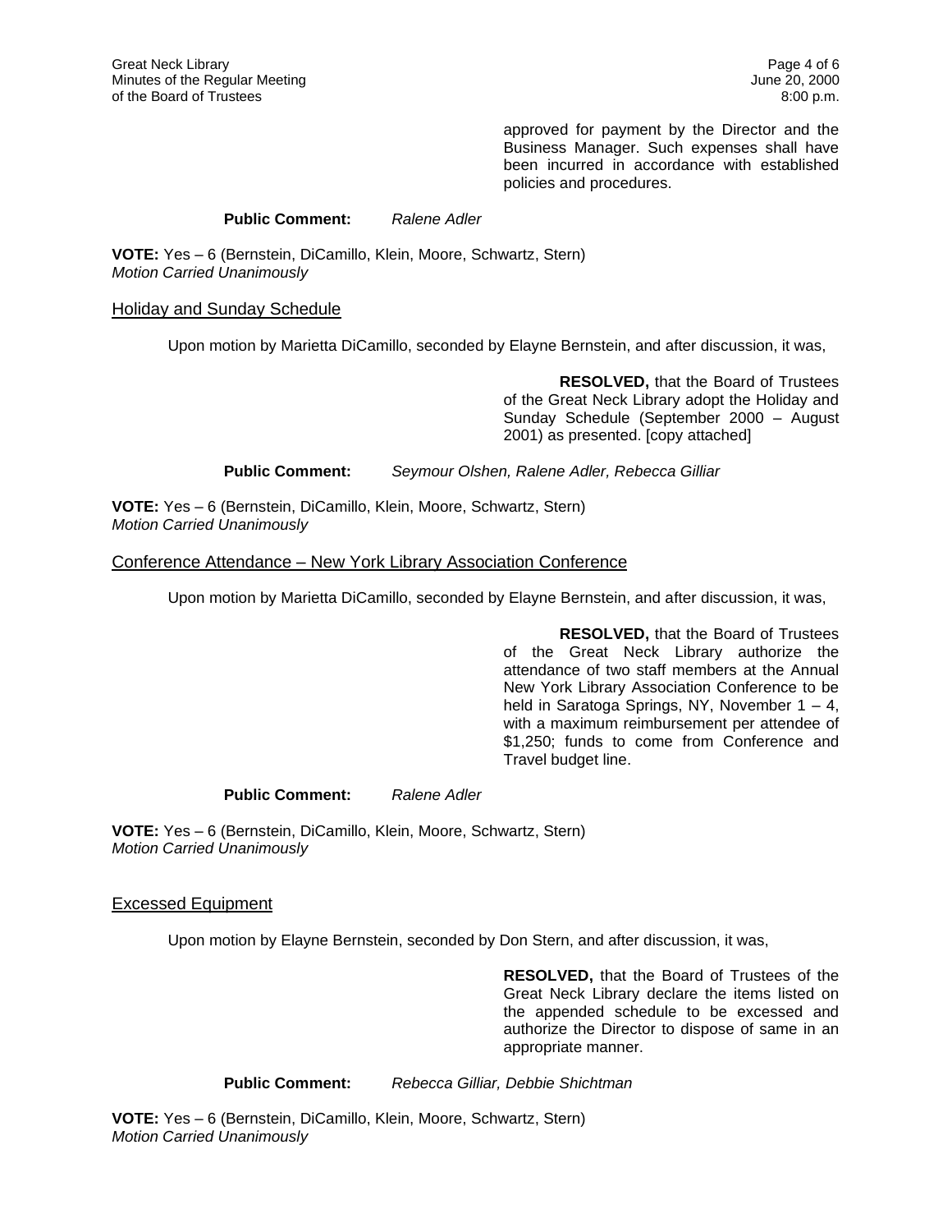approved for payment by the Director and the Business Manager. Such expenses shall have been incurred in accordance with established policies and procedures.

**Public Comment:** *Ralene Adler*

**VOTE:** Yes – 6 (Bernstein, DiCamillo, Klein, Moore, Schwartz, Stern)
*Motion Carried Unanimously*

## Holiday and Sunday Schedule

Upon motion by Marietta DiCamillo, seconded by Elayne Bernstein, and after discussion, it was,

**RESOLVED,** that the Board of Trustees of the Great Neck Library adopt the Holiday and Sunday Schedule (September 2000 – August 2001) as presented. [copy attached]

**Public Comment:** *Seymour Olshen, Ralene Adler, Rebecca Gilliar*

**VOTE:** Yes – 6 (Bernstein, DiCamillo, Klein, Moore, Schwartz, Stern)
*Motion Carried Unanimously*

## Conference Attendance – New York Library Association Conference

Upon motion by Marietta DiCamillo, seconded by Elayne Bernstein, and after discussion, it was,

**RESOLVED,** that the Board of Trustees of the Great Neck Library authorize the attendance of two staff members at the Annual New York Library Association Conference to be held in Saratoga Springs, NY, November 1 – 4, with a maximum reimbursement per attendee of $1,250; funds to come from Conference and Travel budget line.

**Public Comment:** *Ralene Adler*

**VOTE:** Yes – 6 (Bernstein, DiCamillo, Klein, Moore, Schwartz, Stern)
*Motion Carried Unanimously*

## Excessed Equipment

Upon motion by Elayne Bernstein, seconded by Don Stern, and after discussion, it was,

**RESOLVED,** that the Board of Trustees of the Great Neck Library declare the items listed on the appended schedule to be excessed and authorize the Director to dispose of same in an appropriate manner.

**Public Comment:** *Rebecca Gilliar, Debbie Shichtman*

**VOTE:** Yes – 6 (Bernstein, DiCamillo, Klein, Moore, Schwartz, Stern)
*Motion Carried Unanimously*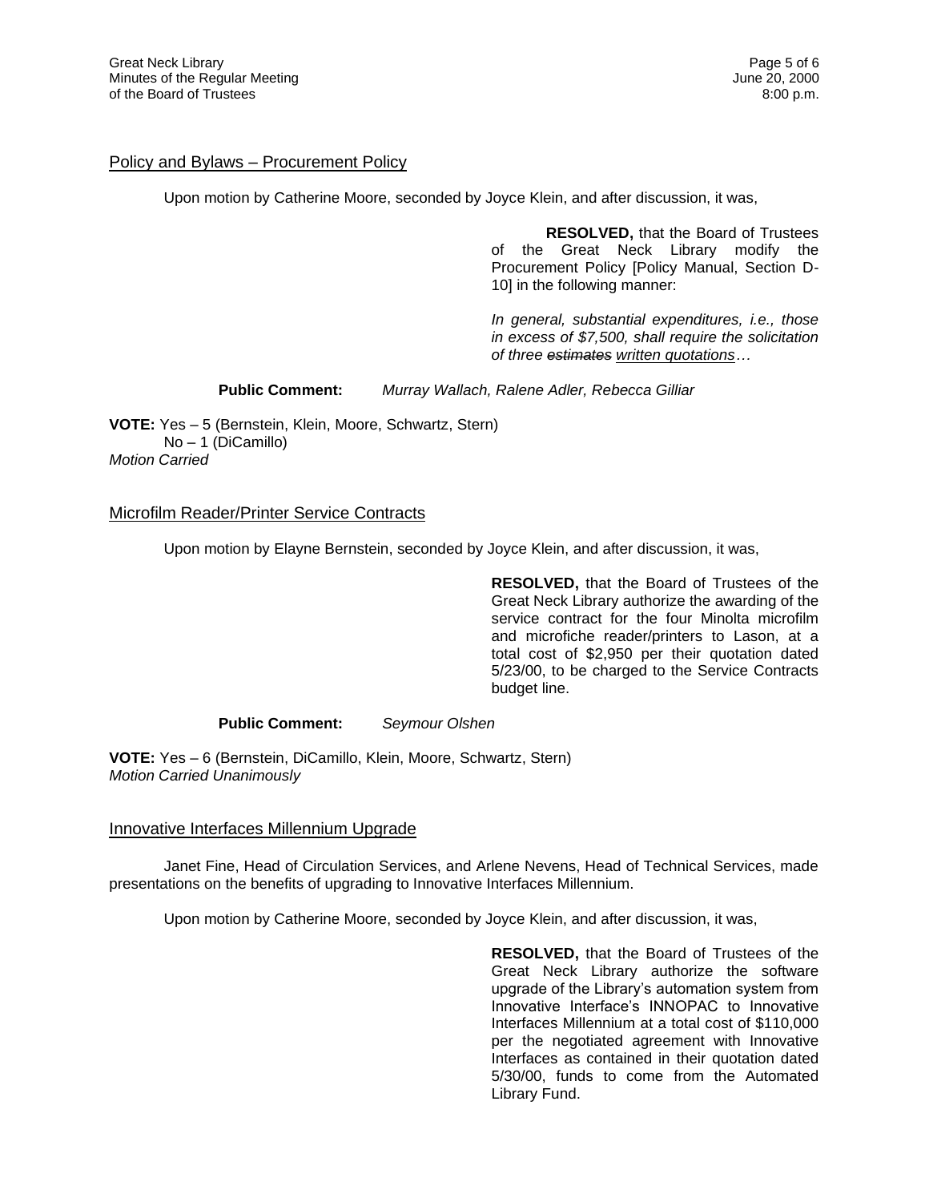## Policy and Bylaws – Procurement Policy

Upon motion by Catherine Moore, seconded by Joyce Klein, and after discussion, it was,

> **RESOLVED,** that the Board of Trustees of the Great Neck Library modify the Procurement Policy [Policy Manual, Section D-10] in the following manner:
>
> *In general, substantial expenditures, i.e., those in excess of $7,500, shall require the solicitation of three ~~estimates~~ written quotations…*

**Public Comment:** *Murray Wallach, Ralene Adler, Rebecca Gilliar*

**VOTE:** Yes – 5 (Bernstein, Klein, Moore, Schwartz, Stern)
No – 1 (DiCamillo)
*Motion Carried*

## Microfilm Reader/Printer Service Contracts

Upon motion by Elayne Bernstein, seconded by Joyce Klein, and after discussion, it was,

> **RESOLVED,** that the Board of Trustees of the Great Neck Library authorize the awarding of the service contract for the four Minolta microfilm and microfiche reader/printers to Lason, at a total cost of $2,950 per their quotation dated 5/23/00, to be charged to the Service Contracts budget line.

**Public Comment:** *Seymour Olshen*

**VOTE:** Yes – 6 (Bernstein, DiCamillo, Klein, Moore, Schwartz, Stern)
*Motion Carried Unanimously*

## Innovative Interfaces Millennium Upgrade

Janet Fine, Head of Circulation Services, and Arlene Nevens, Head of Technical Services, made presentations on the benefits of upgrading to Innovative Interfaces Millennium.

Upon motion by Catherine Moore, seconded by Joyce Klein, and after discussion, it was,

> **RESOLVED,** that the Board of Trustees of the Great Neck Library authorize the software upgrade of the Library's automation system from Innovative Interface's INNOPAC to Innovative Interfaces Millennium at a total cost of $110,000 per the negotiated agreement with Innovative Interfaces as contained in their quotation dated 5/30/00, funds to come from the Automated Library Fund.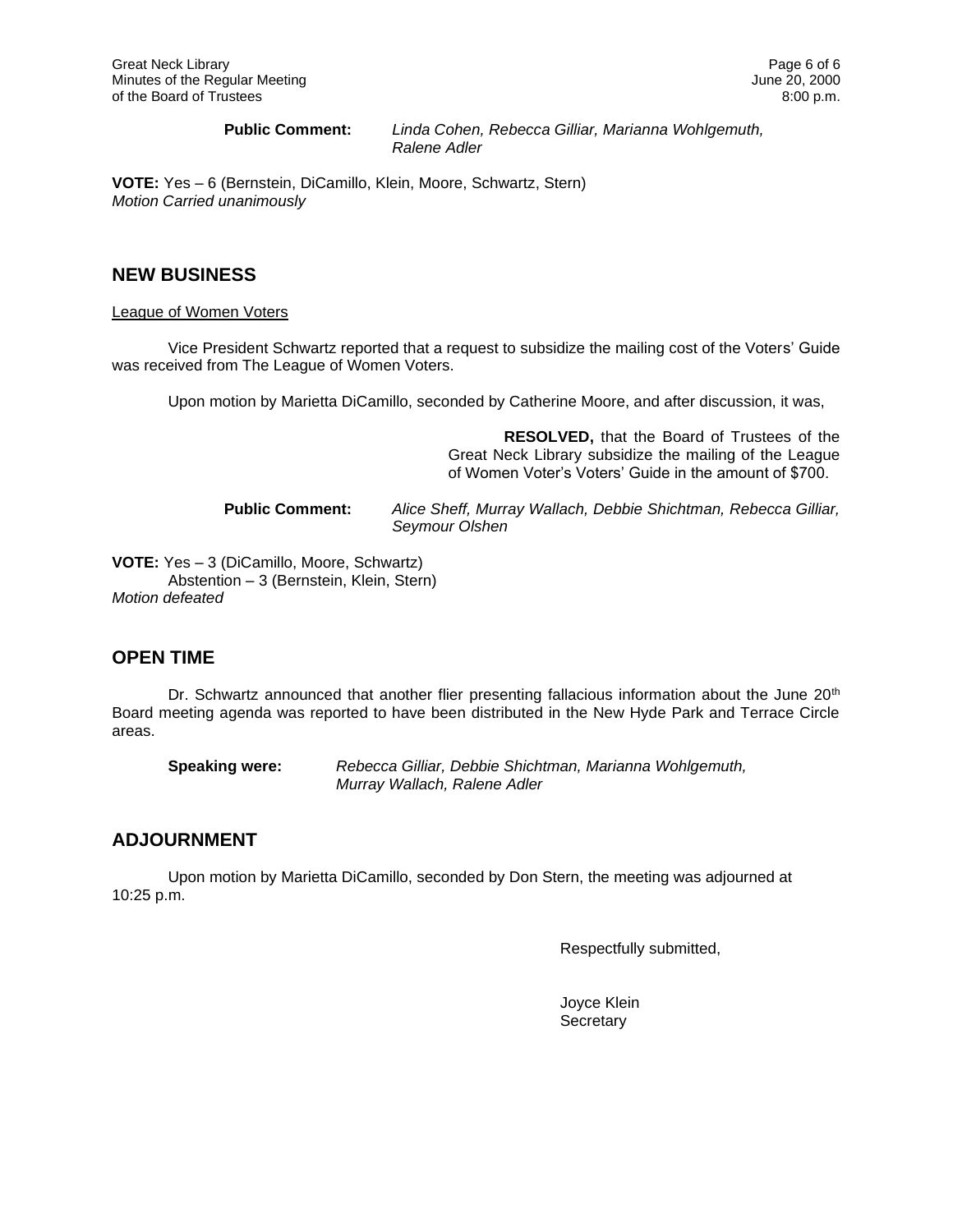**Public Comment:** *Linda Cohen, Rebecca Gilliar, Marianna Wohlgemuth, Ralene Adler*

**VOTE:** Yes – 6 (Bernstein, DiCamillo, Klein, Moore, Schwartz, Stern)
*Motion Carried unanimously*

## NEW BUSINESS

League of Women Voters

Vice President Schwartz reported that a request to subsidize the mailing cost of the Voters' Guide was received from The League of Women Voters.

Upon motion by Marietta DiCamillo, seconded by Catherine Moore, and after discussion, it was,

> **RESOLVED,** that the Board of Trustees of the Great Neck Library subsidize the mailing of the League of Women Voter's Voters' Guide in the amount of $700.

**Public Comment:** *Alice Sheff, Murray Wallach, Debbie Shichtman, Rebecca Gilliar, Seymour Olshen*

**VOTE:** Yes – 3 (DiCamillo, Moore, Schwartz)
Abstention – 3 (Bernstein, Klein, Stern)
*Motion defeated*

## OPEN TIME

Dr. Schwartz announced that another flier presenting fallacious information about the June 20th Board meeting agenda was reported to have been distributed in the New Hyde Park and Terrace Circle areas.

**Speaking were:** *Rebecca Gilliar, Debbie Shichtman, Marianna Wohlgemuth, Murray Wallach, Ralene Adler*

## ADJOURNMENT

Upon motion by Marietta DiCamillo, seconded by Don Stern, the meeting was adjourned at 10:25 p.m.

Respectfully submitted,

Joyce Klein
Secretary